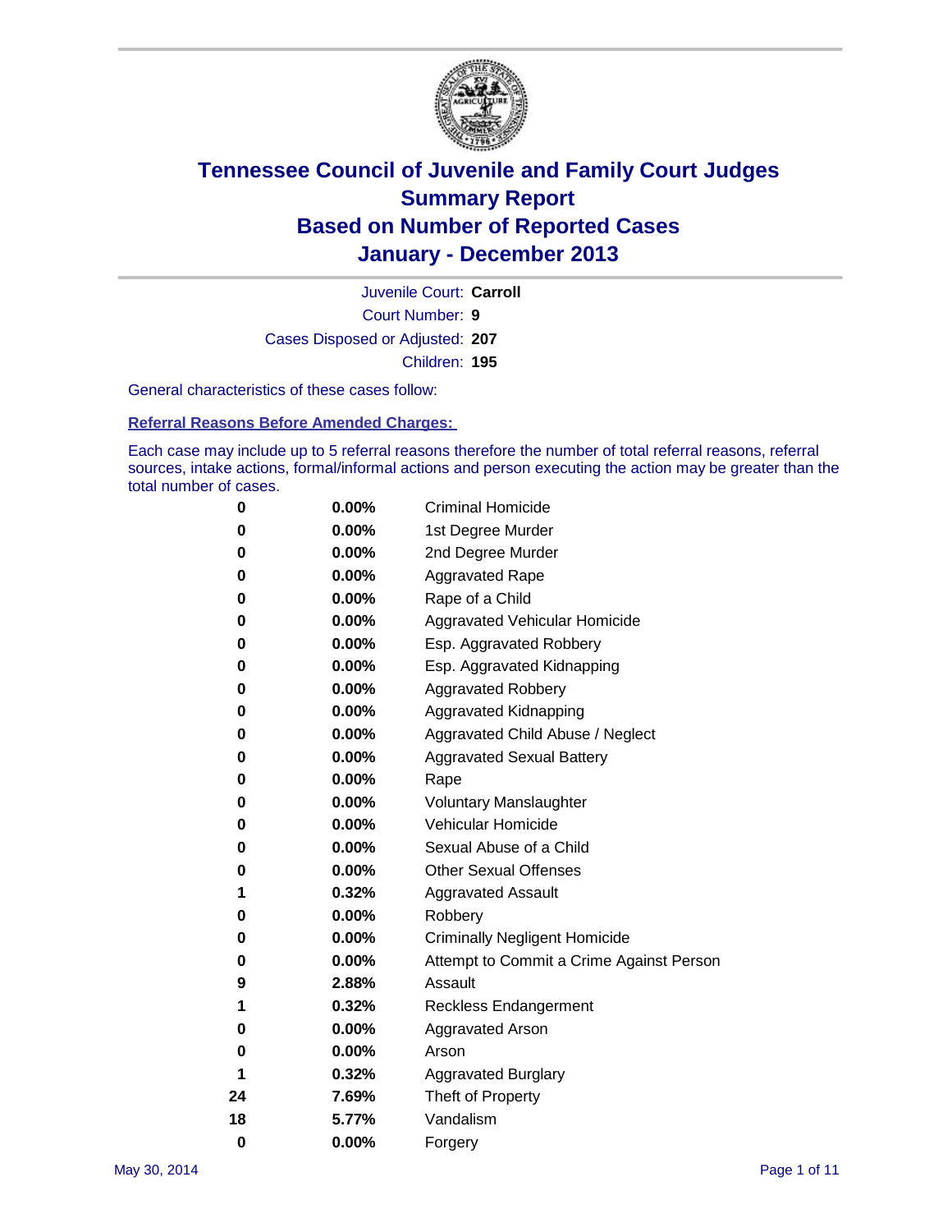# Tennessee Council of Juvenile and Family Court Judges
## Summary Report
## Based on Number of Reported Cases
## January - December 2013

Juvenile Court: **Carroll**

Court Number: **9**

Cases Disposed or Adjusted: **207**

Children: **195**

General characteristics of these cases follow:

### Referral Reasons Before Amended Charges:

Each case may include up to 5 referral reasons therefore the number of total referral reasons, referral sources, intake actions, formal/informal actions and person executing the action may be greater than the total number of cases.

| Count | Percent | Referral Reason |
|---|---|---|
| 0 | 0.00% | Criminal Homicide |
| 0 | 0.00% | 1st Degree Murder |
| 0 | 0.00% | 2nd Degree Murder |
| 0 | 0.00% | Aggravated Rape |
| 0 | 0.00% | Rape of a Child |
| 0 | 0.00% | Aggravated Vehicular Homicide |
| 0 | 0.00% | Esp. Aggravated Robbery |
| 0 | 0.00% | Esp. Aggravated Kidnapping |
| 0 | 0.00% | Aggravated Robbery |
| 0 | 0.00% | Aggravated Kidnapping |
| 0 | 0.00% | Aggravated Child Abuse / Neglect |
| 0 | 0.00% | Aggravated Sexual Battery |
| 0 | 0.00% | Rape |
| 0 | 0.00% | Voluntary Manslaughter |
| 0 | 0.00% | Vehicular Homicide |
| 0 | 0.00% | Sexual Abuse of a Child |
| 0 | 0.00% | Other Sexual Offenses |
| 1 | 0.32% | Aggravated Assault |
| 0 | 0.00% | Robbery |
| 0 | 0.00% | Criminally Negligent Homicide |
| 0 | 0.00% | Attempt to Commit a Crime Against Person |
| 9 | 2.88% | Assault |
| 1 | 0.32% | Reckless Endangerment |
| 0 | 0.00% | Aggravated Arson |
| 0 | 0.00% | Arson |
| 1 | 0.32% | Aggravated Burglary |
| 24 | 7.69% | Theft of Property |
| 18 | 5.77% | Vandalism |
| 0 | 0.00% | Forgery |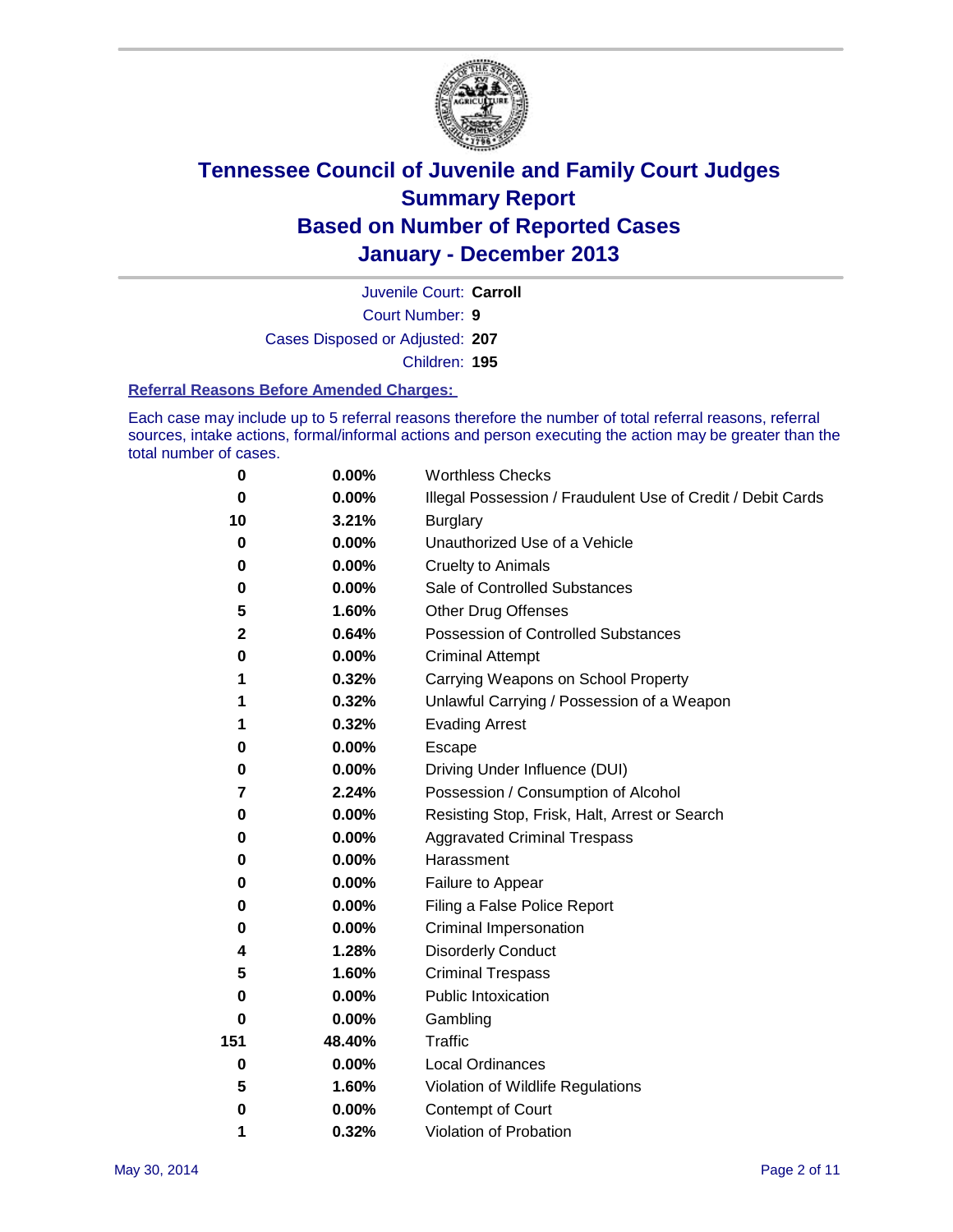# Tennessee Council of Juvenile and Family Court Judges
## Summary Report
## Based on Number of Reported Cases
## January - December 2013

Juvenile Court: **Carroll**

Court Number: **9**

Cases Disposed or Adjusted: **207**

Children: **195**

### Referral Reasons Before Amended Charges:

Each case may include up to 5 referral reasons therefore the number of total referral reasons, referral sources, intake actions, formal/informal actions and person executing the action may be greater than the total number of cases.

| Count | Percent | Referral Reason |
|---|---|---|
| 0 | 0.00% | Worthless Checks |
| 0 | 0.00% | Illegal Possession / Fraudulent Use of Credit / Debit Cards |
| 10 | 3.21% | Burglary |
| 0 | 0.00% | Unauthorized Use of a Vehicle |
| 0 | 0.00% | Cruelty to Animals |
| 0 | 0.00% | Sale of Controlled Substances |
| 5 | 1.60% | Other Drug Offenses |
| 2 | 0.64% | Possession of Controlled Substances |
| 0 | 0.00% | Criminal Attempt |
| 1 | 0.32% | Carrying Weapons on School Property |
| 1 | 0.32% | Unlawful Carrying / Possession of a Weapon |
| 1 | 0.32% | Evading Arrest |
| 0 | 0.00% | Escape |
| 0 | 0.00% | Driving Under Influence (DUI) |
| 7 | 2.24% | Possession / Consumption of Alcohol |
| 0 | 0.00% | Resisting Stop, Frisk, Halt, Arrest or Search |
| 0 | 0.00% | Aggravated Criminal Trespass |
| 0 | 0.00% | Harassment |
| 0 | 0.00% | Failure to Appear |
| 0 | 0.00% | Filing a False Police Report |
| 0 | 0.00% | Criminal Impersonation |
| 4 | 1.28% | Disorderly Conduct |
| 5 | 1.60% | Criminal Trespass |
| 0 | 0.00% | Public Intoxication |
| 0 | 0.00% | Gambling |
| 151 | 48.40% | Traffic |
| 0 | 0.00% | Local Ordinances |
| 5 | 1.60% | Violation of Wildlife Regulations |
| 0 | 0.00% | Contempt of Court |
| 1 | 0.32% | Violation of Probation |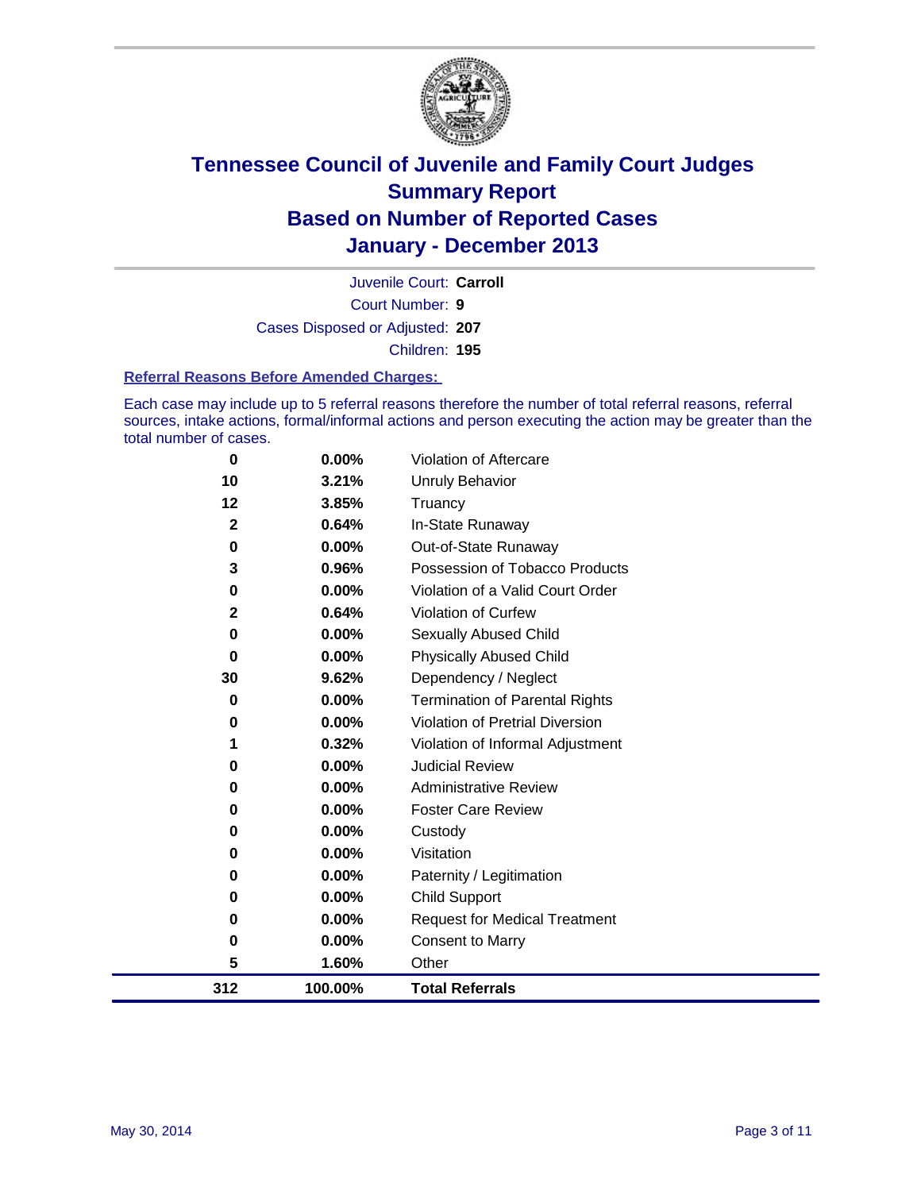# Tennessee Council of Juvenile and Family Court Judges
## Summary Report
## Based on Number of Reported Cases
## January - December 2013

Juvenile Court: **Carroll**

Court Number: **9**

Cases Disposed or Adjusted: **207**

Children: **195**

### Referral Reasons Before Amended Charges:

Each case may include up to 5 referral reasons therefore the number of total referral reasons, referral sources, intake actions, formal/informal actions and person executing the action may be greater than the total number of cases.

| Count | Percent | Referral Reason |
|---|---|---|
| 0 | 0.00% | Violation of Aftercare |
| 10 | 3.21% | Unruly Behavior |
| 12 | 3.85% | Truancy |
| 2 | 0.64% | In-State Runaway |
| 0 | 0.00% | Out-of-State Runaway |
| 3 | 0.96% | Possession of Tobacco Products |
| 0 | 0.00% | Violation of a Valid Court Order |
| 2 | 0.64% | Violation of Curfew |
| 0 | 0.00% | Sexually Abused Child |
| 0 | 0.00% | Physically Abused Child |
| 30 | 9.62% | Dependency / Neglect |
| 0 | 0.00% | Termination of Parental Rights |
| 0 | 0.00% | Violation of Pretrial Diversion |
| 1 | 0.32% | Violation of Informal Adjustment |
| 0 | 0.00% | Judicial Review |
| 0 | 0.00% | Administrative Review |
| 0 | 0.00% | Foster Care Review |
| 0 | 0.00% | Custody |
| 0 | 0.00% | Visitation |
| 0 | 0.00% | Paternity / Legitimation |
| 0 | 0.00% | Child Support |
| 0 | 0.00% | Request for Medical Treatment |
| 0 | 0.00% | Consent to Marry |
| 5 | 1.60% | Other |
| **312** | **100.00%** | **Total Referrals** |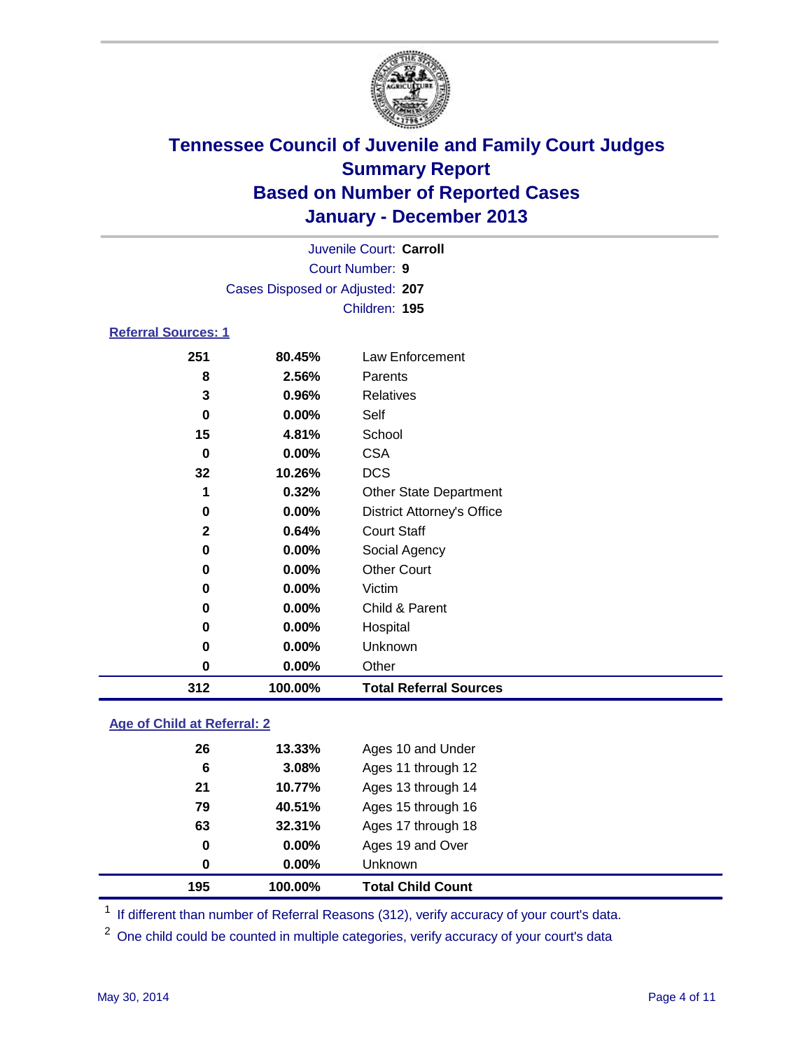# Tennessee Council of Juvenile and Family Court Judges
## Summary Report
## Based on Number of Reported Cases
## January - December 2013

Juvenile Court: **Carroll**
Court Number: **9**
Cases Disposed or Adjusted: **207**
Children: **195**

### Referral Sources: 1

| | | |
|---|---|---|
| 251 | 80.45% | Law Enforcement |
| 8 | 2.56% | Parents |
| 3 | 0.96% | Relatives |
| 0 | 0.00% | Self |
| 15 | 4.81% | School |
| 0 | 0.00% | CSA |
| 32 | 10.26% | DCS |
| 1 | 0.32% | Other State Department |
| 0 | 0.00% | District Attorney's Office |
| 2 | 0.64% | Court Staff |
| 0 | 0.00% | Social Agency |
| 0 | 0.00% | Other Court |
| 0 | 0.00% | Victim |
| 0 | 0.00% | Child & Parent |
| 0 | 0.00% | Hospital |
| 0 | 0.00% | Unknown |
| 0 | 0.00% | Other |
| **312** | **100.00%** | **Total Referral Sources** |

### Age of Child at Referral: 2

| | | |
|---|---|---|
| 26 | 13.33% | Ages 10 and Under |
| 6 | 3.08% | Ages 11 through 12 |
| 21 | 10.77% | Ages 13 through 14 |
| 79 | 40.51% | Ages 15 through 16 |
| 63 | 32.31% | Ages 17 through 18 |
| 0 | 0.00% | Ages 19 and Over |
| 0 | 0.00% | Unknown |
| **195** | **100.00%** | **Total Child Count** |

[1] If different than number of Referral Reasons (312), verify accuracy of your court's data.

[2] One child could be counted in multiple categories, verify accuracy of your court's data

May 30, 2014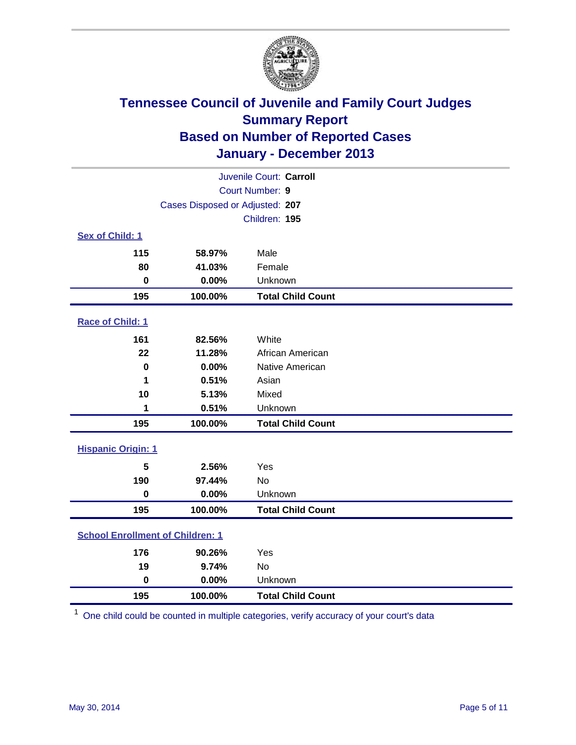# Tennessee Council of Juvenile and Family Court Judges
## Summary Report
## Based on Number of Reported Cases
## January - December 2013

Juvenile Court: **Carroll**

Court Number: **9**

Cases Disposed or Adjusted: **207**

Children: **195**

### Sex of Child: 1

| Count | Percent | Category |
|---|---|---|
| 115 | 58.97% | Male |
| 80 | 41.03% | Female |
| 0 | 0.00% | Unknown |
| **195** | **100.00%** | **Total Child Count** |

### Race of Child: 1

| Count | Percent | Category |
|---|---|---|
| 161 | 82.56% | White |
| 22 | 11.28% | African American |
| 0 | 0.00% | Native American |
| 1 | 0.51% | Asian |
| 10 | 5.13% | Mixed |
| 1 | 0.51% | Unknown |
| **195** | **100.00%** | **Total Child Count** |

### Hispanic Origin: 1

| Count | Percent | Category |
|---|---|---|
| 5 | 2.56% | Yes |
| 190 | 97.44% | No |
| 0 | 0.00% | Unknown |
| **195** | **100.00%** | **Total Child Count** |

### School Enrollment of Children: 1

| Count | Percent | Category |
|---|---|---|
| 176 | 90.26% | Yes |
| 19 | 9.74% | No |
| 0 | 0.00% | Unknown |
| **195** | **100.00%** | **Total Child Count** |

[1] One child could be counted in multiple categories, verify accuracy of your court's data

May 30, 2014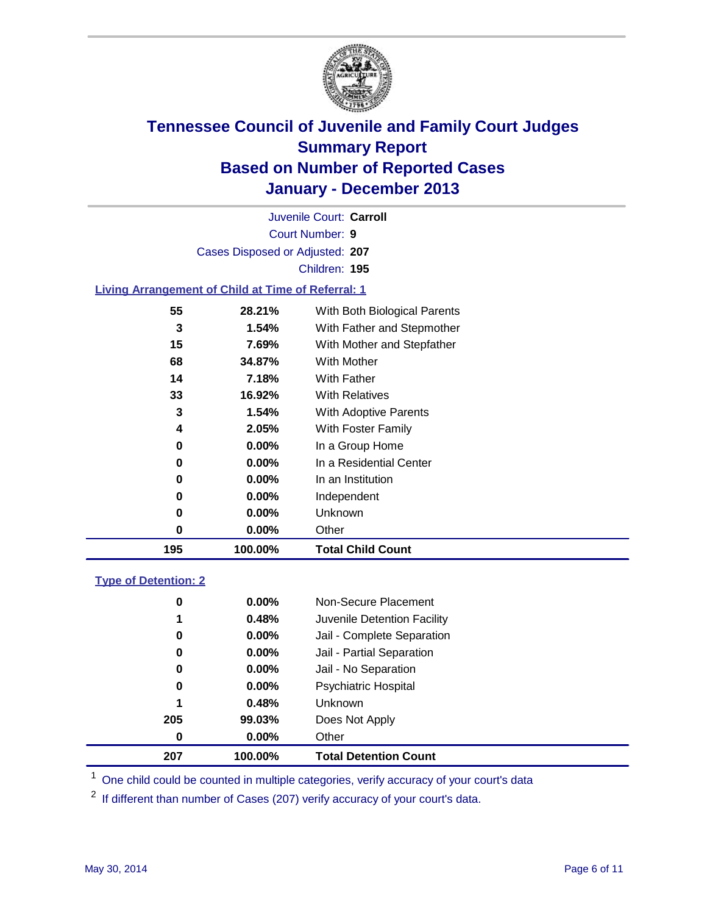# Tennessee Council of Juvenile and Family Court Judges
## Summary Report
## Based on Number of Reported Cases
## January - December 2013

Juvenile Court: **Carroll**
Court Number: **9**
Cases Disposed or Adjusted: **207**
Children: **195**

### Living Arrangement of Child at Time of Referral: 1

| Count | Percent | Living Arrangement |
|---|---|---|
| 55 | 28.21% | With Both Biological Parents |
| 3 | 1.54% | With Father and Stepmother |
| 15 | 7.69% | With Mother and Stepfather |
| 68 | 34.87% | With Mother |
| 14 | 7.18% | With Father |
| 33 | 16.92% | With Relatives |
| 3 | 1.54% | With Adoptive Parents |
| 4 | 2.05% | With Foster Family |
| 0 | 0.00% | In a Group Home |
| 0 | 0.00% | In a Residential Center |
| 0 | 0.00% | In an Institution |
| 0 | 0.00% | Independent |
| 0 | 0.00% | Unknown |
| 0 | 0.00% | Other |
| **195** | **100.00%** | **Total Child Count** |

### Type of Detention: 2

| Count | Percent | Type of Detention |
|---|---|---|
| 0 | 0.00% | Non-Secure Placement |
| 1 | 0.48% | Juvenile Detention Facility |
| 0 | 0.00% | Jail - Complete Separation |
| 0 | 0.00% | Jail - Partial Separation |
| 0 | 0.00% | Jail - No Separation |
| 0 | 0.00% | Psychiatric Hospital |
| 1 | 0.48% | Unknown |
| 205 | 99.03% | Does Not Apply |
| 0 | 0.00% | Other |
| **207** | **100.00%** | **Total Detention Count** |

[1] One child could be counted in multiple categories, verify accuracy of your court's data

[2] If different than number of Cases (207) verify accuracy of your court's data.

May 30, 2014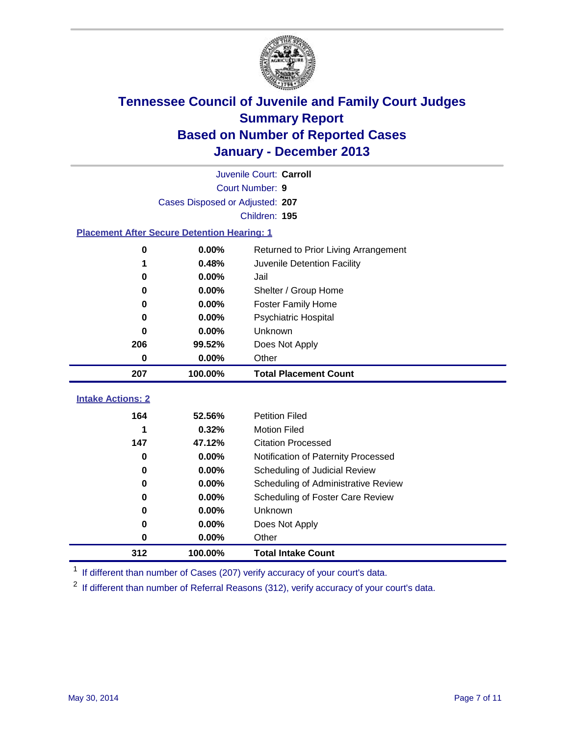# Tennessee Council of Juvenile and Family Court Judges
## Summary Report
## Based on Number of Reported Cases
## January - December 2013

Juvenile Court: **Carroll**

Court Number: **9**

Cases Disposed or Adjusted: **207**

Children: **195**

### Placement After Secure Detention Hearing: 1

| Count | Percent | Placement |
|---|---|---|
| 0 | 0.00% | Returned to Prior Living Arrangement |
| 1 | 0.48% | Juvenile Detention Facility |
| 0 | 0.00% | Jail |
| 0 | 0.00% | Shelter / Group Home |
| 0 | 0.00% | Foster Family Home |
| 0 | 0.00% | Psychiatric Hospital |
| 0 | 0.00% | Unknown |
| 206 | 99.52% | Does Not Apply |
| 0 | 0.00% | Other |
| **207** | **100.00%** | **Total Placement Count** |

### Intake Actions: 2

| Count | Percent | Intake Action |
|---|---|---|
| 164 | 52.56% | Petition Filed |
| 1 | 0.32% | Motion Filed |
| 147 | 47.12% | Citation Processed |
| 0 | 0.00% | Notification of Paternity Processed |
| 0 | 0.00% | Scheduling of Judicial Review |
| 0 | 0.00% | Scheduling of Administrative Review |
| 0 | 0.00% | Scheduling of Foster Care Review |
| 0 | 0.00% | Unknown |
| 0 | 0.00% | Does Not Apply |
| 0 | 0.00% | Other |
| **312** | **100.00%** | **Total Intake Count** |

[1] If different than number of Cases (207) verify accuracy of your court's data.

[2] If different than number of Referral Reasons (312), verify accuracy of your court's data.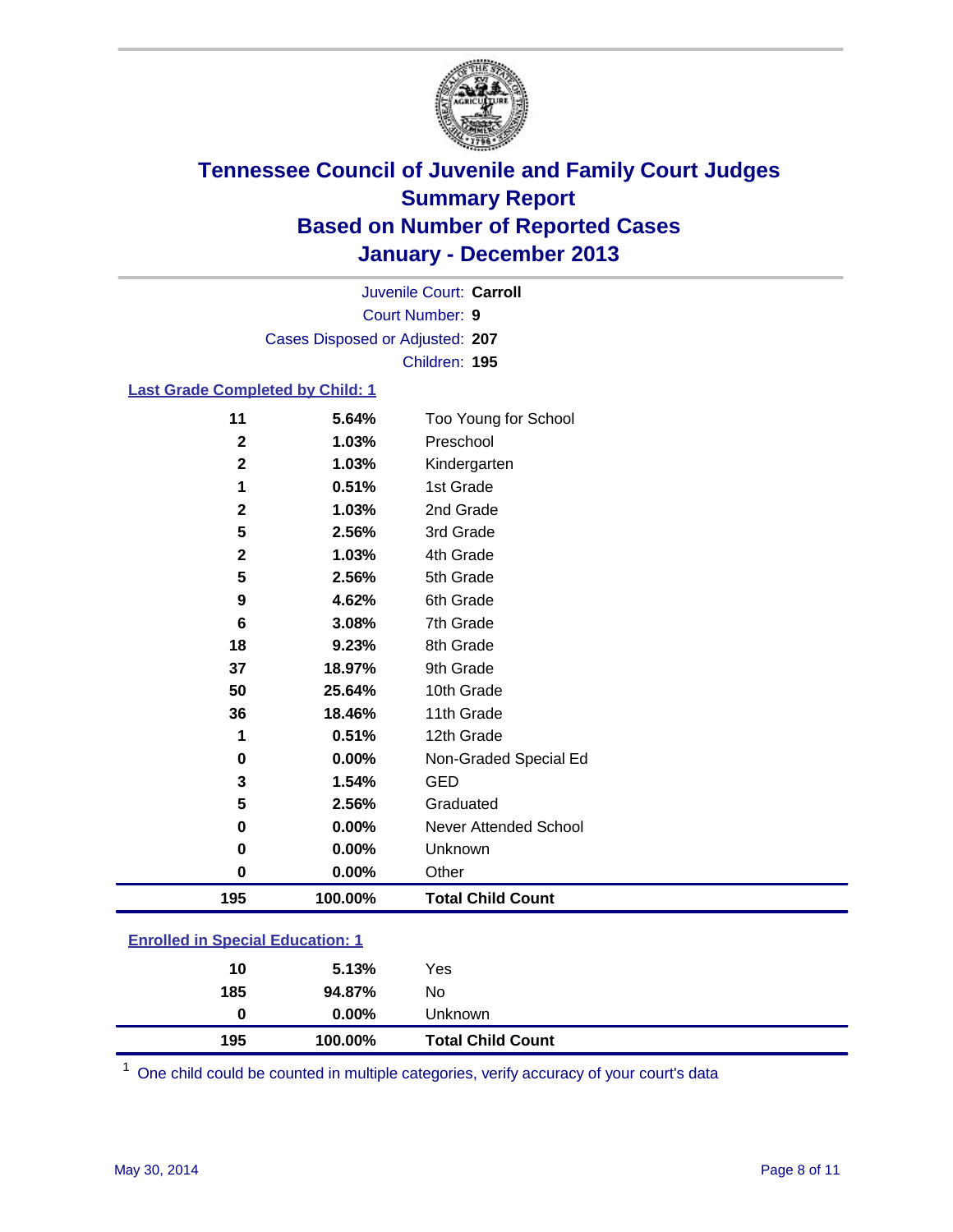# Tennessee Council of Juvenile and Family Court Judges
## Summary Report
## Based on Number of Reported Cases
## January - December 2013

Juvenile Court: **Carroll**
Court Number: **9**
Cases Disposed or Adjusted: **207**
Children: **195**

### Last Grade Completed by Child: 1

| Count | Percent | Category |
|---|---|---|
| 11 | 5.64% | Too Young for School |
| 2 | 1.03% | Preschool |
| 2 | 1.03% | Kindergarten |
| 1 | 0.51% | 1st Grade |
| 2 | 1.03% | 2nd Grade |
| 5 | 2.56% | 3rd Grade |
| 2 | 1.03% | 4th Grade |
| 5 | 2.56% | 5th Grade |
| 9 | 4.62% | 6th Grade |
| 6 | 3.08% | 7th Grade |
| 18 | 9.23% | 8th Grade |
| 37 | 18.97% | 9th Grade |
| 50 | 25.64% | 10th Grade |
| 36 | 18.46% | 11th Grade |
| 1 | 0.51% | 12th Grade |
| 0 | 0.00% | Non-Graded Special Ed |
| 3 | 1.54% | GED |
| 5 | 2.56% | Graduated |
| 0 | 0.00% | Never Attended School |
| 0 | 0.00% | Unknown |
| 0 | 0.00% | Other |
| **195** | **100.00%** | **Total Child Count** |

### Enrolled in Special Education: 1

| Count | Percent | Category |
|---|---|---|
| 10 | 5.13% | Yes |
| 185 | 94.87% | No |
| 0 | 0.00% | Unknown |
| **195** | **100.00%** | **Total Child Count** |

[1] One child could be counted in multiple categories, verify accuracy of your court's data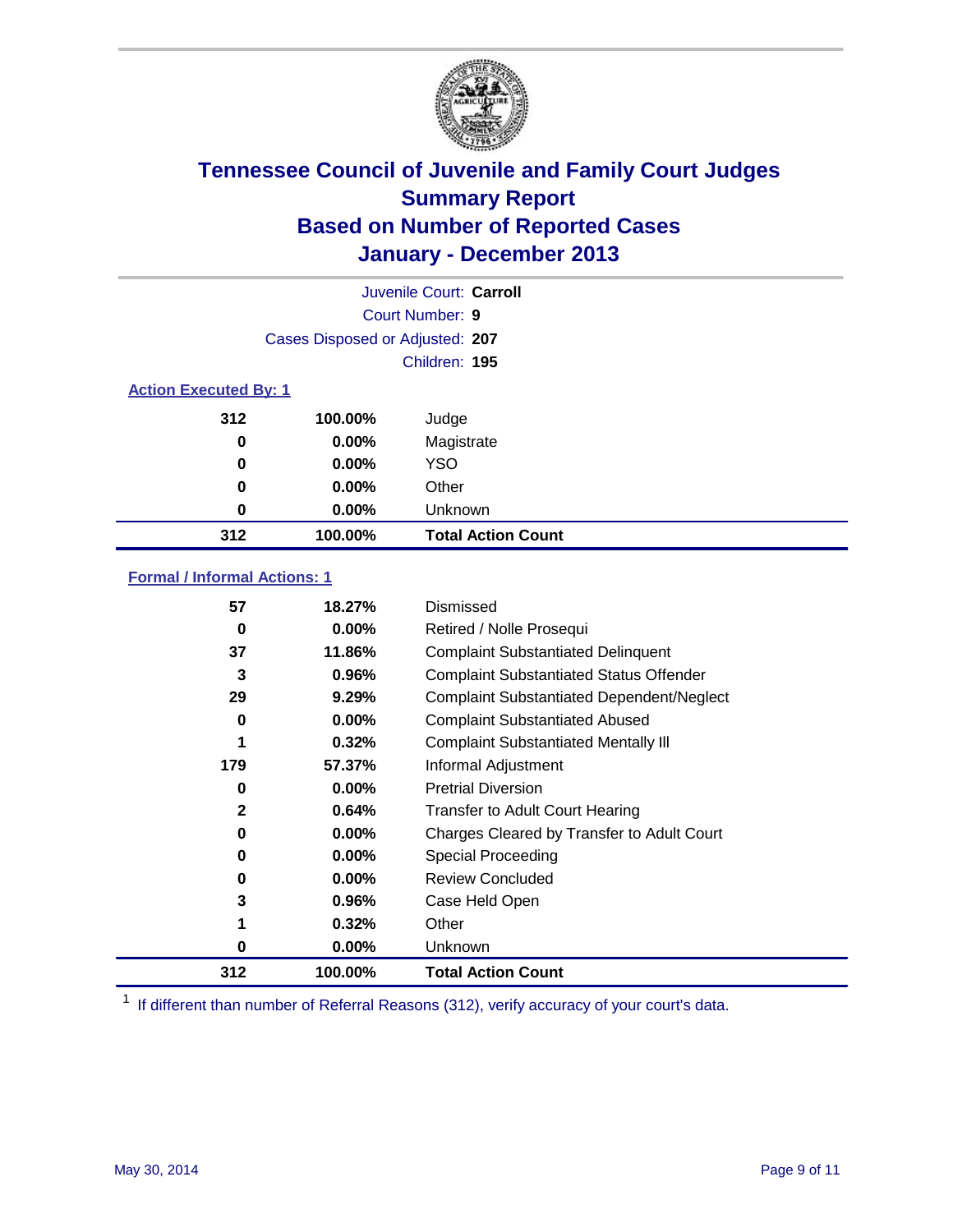# Tennessee Council of Juvenile and Family Court Judges
## Summary Report
## Based on Number of Reported Cases
## January - December 2013

Juvenile Court: **Carroll**
Court Number: **9**
Cases Disposed or Adjusted: **207**
Children: **195**

### Action Executed By: 1

| Count | Percent | Action |
|---|---|---|
| 312 | 100.00% | Judge |
| 0 | 0.00% | Magistrate |
| 0 | 0.00% | YSO |
| 0 | 0.00% | Other |
| 0 | 0.00% | Unknown |
| **312** | **100.00%** | **Total Action Count** |

### Formal / Informal Actions: 1

| Count | Percent | Action |
|---|---|---|
| 57 | 18.27% | Dismissed |
| 0 | 0.00% | Retired / Nolle Prosequi |
| 37 | 11.86% | Complaint Substantiated Delinquent |
| 3 | 0.96% | Complaint Substantiated Status Offender |
| 29 | 9.29% | Complaint Substantiated Dependent/Neglect |
| 0 | 0.00% | Complaint Substantiated Abused |
| 1 | 0.32% | Complaint Substantiated Mentally Ill |
| 179 | 57.37% | Informal Adjustment |
| 0 | 0.00% | Pretrial Diversion |
| 2 | 0.64% | Transfer to Adult Court Hearing |
| 0 | 0.00% | Charges Cleared by Transfer to Adult Court |
| 0 | 0.00% | Special Proceeding |
| 0 | 0.00% | Review Concluded |
| 3 | 0.96% | Case Held Open |
| 1 | 0.32% | Other |
| 0 | 0.00% | Unknown |
| **312** | **100.00%** | **Total Action Count** |

[1] If different than number of Referral Reasons (312), verify accuracy of your court's data.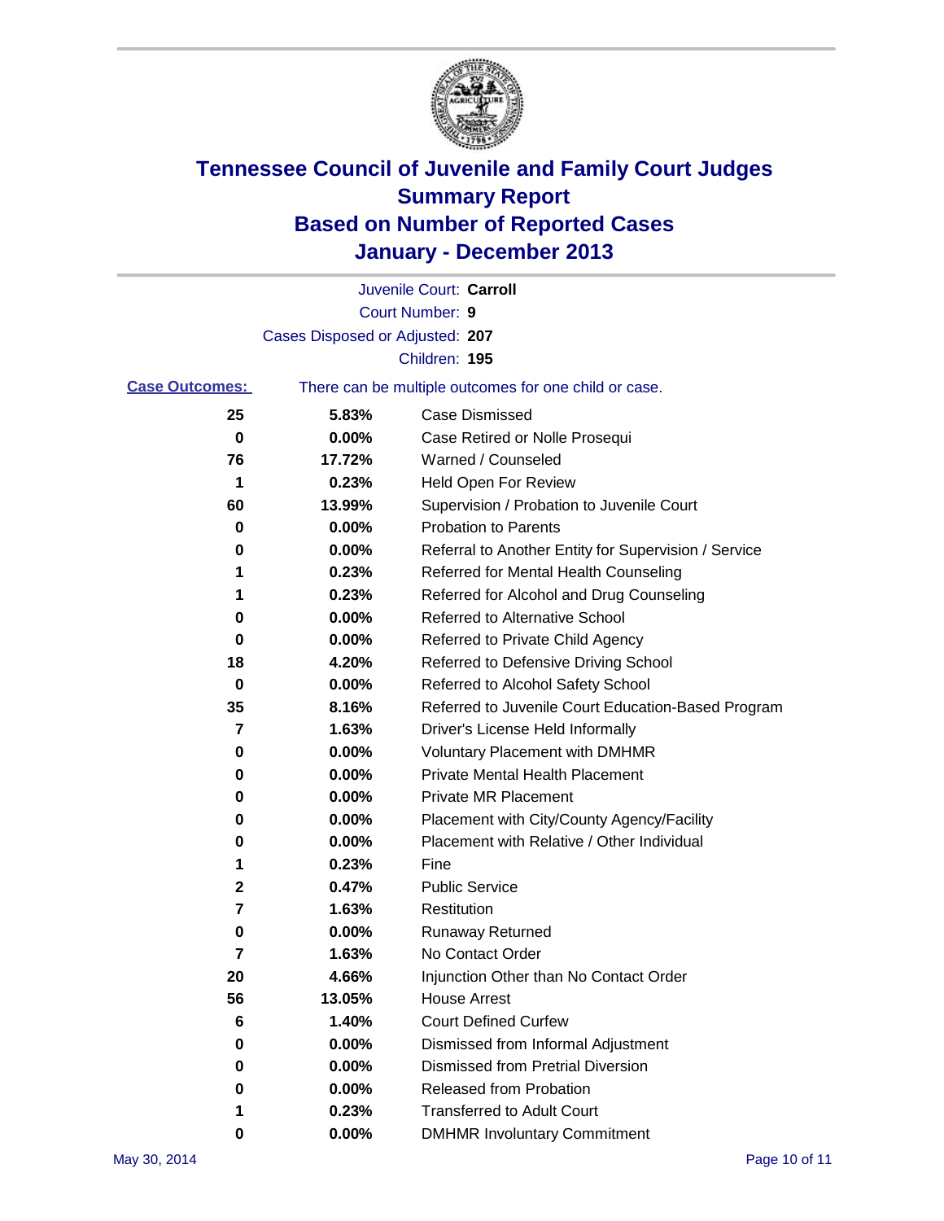# Tennessee Council of Juvenile and Family Court Judges
## Summary Report
## Based on Number of Reported Cases
## January - December 2013

Juvenile Court: **Carroll**
Court Number: **9**
Cases Disposed or Adjusted: **207**
Children: **195**

**Case Outcomes:** There can be multiple outcomes for one child or case.

| Count | Percent | Outcome |
|---|---|---|
| 25 | 5.83% | Case Dismissed |
| 0 | 0.00% | Case Retired or Nolle Prosequi |
| 76 | 17.72% | Warned / Counseled |
| 1 | 0.23% | Held Open For Review |
| 60 | 13.99% | Supervision / Probation to Juvenile Court |
| 0 | 0.00% | Probation to Parents |
| 0 | 0.00% | Referral to Another Entity for Supervision / Service |
| 1 | 0.23% | Referred for Mental Health Counseling |
| 1 | 0.23% | Referred for Alcohol and Drug Counseling |
| 0 | 0.00% | Referred to Alternative School |
| 0 | 0.00% | Referred to Private Child Agency |
| 18 | 4.20% | Referred to Defensive Driving School |
| 0 | 0.00% | Referred to Alcohol Safety School |
| 35 | 8.16% | Referred to Juvenile Court Education-Based Program |
| 7 | 1.63% | Driver's License Held Informally |
| 0 | 0.00% | Voluntary Placement with DMHMR |
| 0 | 0.00% | Private Mental Health Placement |
| 0 | 0.00% | Private MR Placement |
| 0 | 0.00% | Placement with City/County Agency/Facility |
| 0 | 0.00% | Placement with Relative / Other Individual |
| 1 | 0.23% | Fine |
| 2 | 0.47% | Public Service |
| 7 | 1.63% | Restitution |
| 0 | 0.00% | Runaway Returned |
| 7 | 1.63% | No Contact Order |
| 20 | 4.66% | Injunction Other than No Contact Order |
| 56 | 13.05% | House Arrest |
| 6 | 1.40% | Court Defined Curfew |
| 0 | 0.00% | Dismissed from Informal Adjustment |
| 0 | 0.00% | Dismissed from Pretrial Diversion |
| 0 | 0.00% | Released from Probation |
| 1 | 0.23% | Transferred to Adult Court |
| 0 | 0.00% | DMHMR Involuntary Commitment |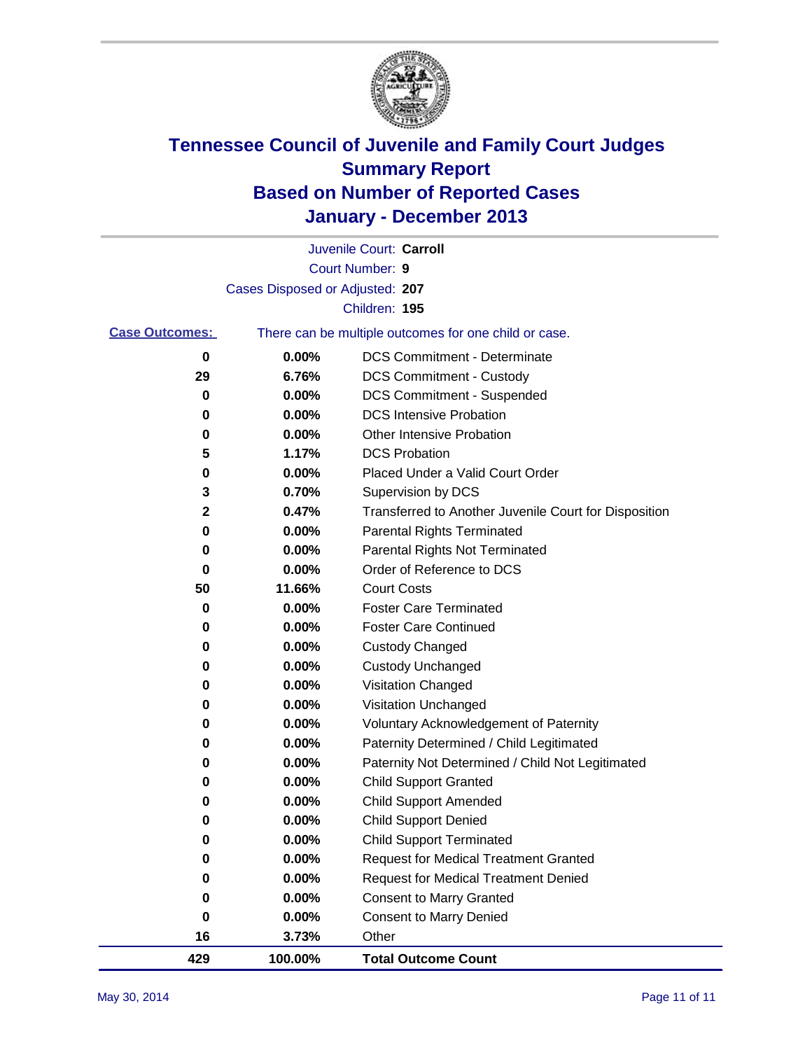# Tennessee Council of Juvenile and Family Court Judges
# Summary Report
# Based on Number of Reported Cases
# January - December 2013

Juvenile Court: **Carroll**

Court Number: **9**

Cases Disposed or Adjusted: **207**

Children: **195**

**Case Outcomes:** There can be multiple outcomes for one child or case.

| | | |
|---|---|---|
| 0 | 0.00% | DCS Commitment - Determinate |
| 29 | 6.76% | DCS Commitment - Custody |
| 0 | 0.00% | DCS Commitment - Suspended |
| 0 | 0.00% | DCS Intensive Probation |
| 0 | 0.00% | Other Intensive Probation |
| 5 | 1.17% | DCS Probation |
| 0 | 0.00% | Placed Under a Valid Court Order |
| 3 | 0.70% | Supervision by DCS |
| 2 | 0.47% | Transferred to Another Juvenile Court for Disposition |
| 0 | 0.00% | Parental Rights Terminated |
| 0 | 0.00% | Parental Rights Not Terminated |
| 0 | 0.00% | Order of Reference to DCS |
| 50 | 11.66% | Court Costs |
| 0 | 0.00% | Foster Care Terminated |
| 0 | 0.00% | Foster Care Continued |
| 0 | 0.00% | Custody Changed |
| 0 | 0.00% | Custody Unchanged |
| 0 | 0.00% | Visitation Changed |
| 0 | 0.00% | Visitation Unchanged |
| 0 | 0.00% | Voluntary Acknowledgement of Paternity |
| 0 | 0.00% | Paternity Determined / Child Legitimated |
| 0 | 0.00% | Paternity Not Determined / Child Not Legitimated |
| 0 | 0.00% | Child Support Granted |
| 0 | 0.00% | Child Support Amended |
| 0 | 0.00% | Child Support Denied |
| 0 | 0.00% | Child Support Terminated |
| 0 | 0.00% | Request for Medical Treatment Granted |
| 0 | 0.00% | Request for Medical Treatment Denied |
| 0 | 0.00% | Consent to Marry Granted |
| 0 | 0.00% | Consent to Marry Denied |
| 16 | 3.73% | Other |
| **429** | **100.00%** | **Total Outcome Count** |